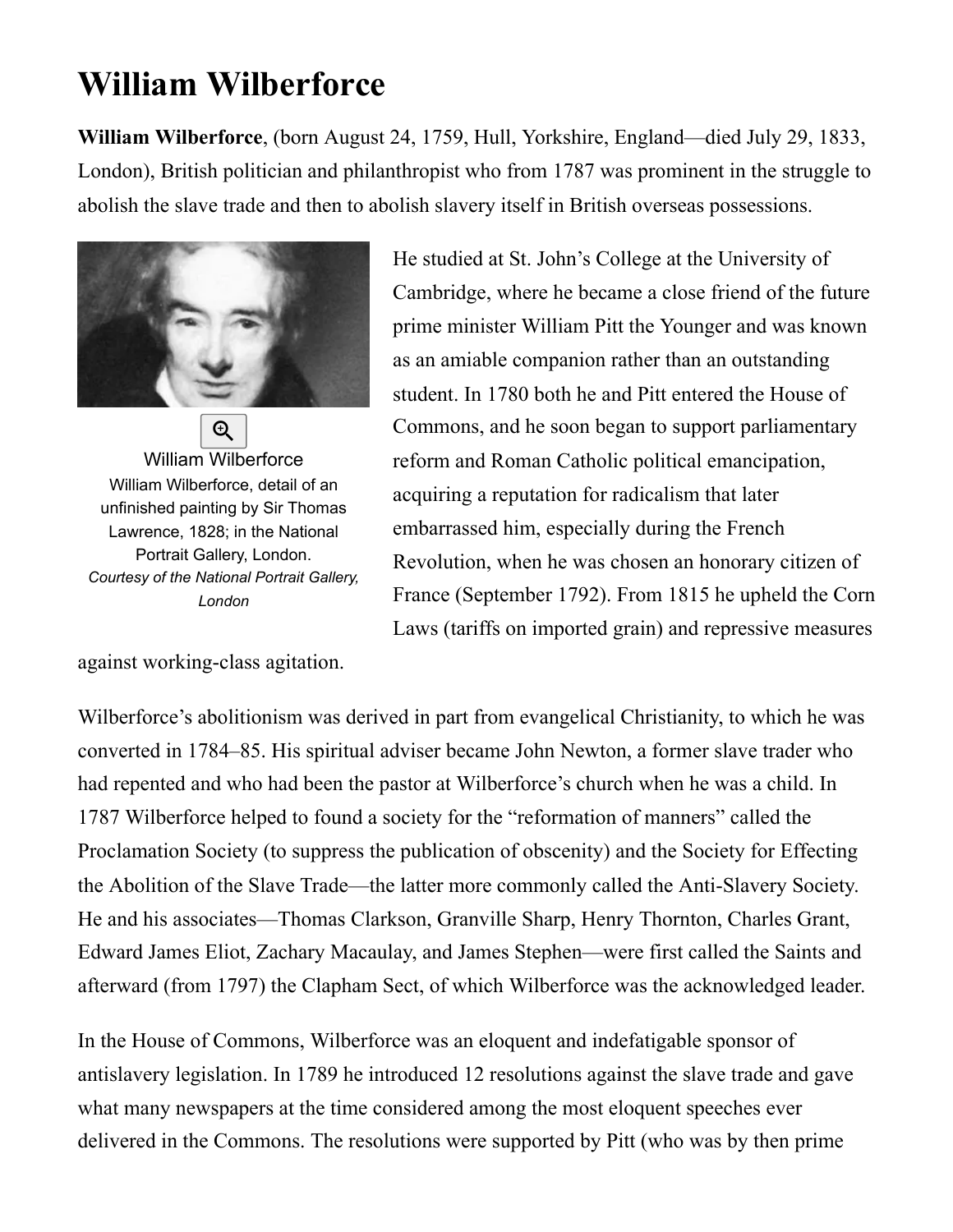# William Wilberforce

**William Wilberforce**, (born August 24, 1759, Hull, Yorkshire, England—died July 29, 1833, London), British politician and philanthropist who from 1787 was prominent in the struggle to abolish the slave trade and then to abolish slavery itself in British overseas possessions.

William Wilberforce

William Wilberforce, detail of an unfinished painting by Sir Thomas Lawrence, 1828; in the National Portrait Gallery, London.
*Courtesy of the National Portrait Gallery, London*

He studied at St. John's College at the University of Cambridge, where he became a close friend of the future prime minister William Pitt the Younger and was known as an amiable companion rather than an outstanding student. In 1780 both he and Pitt entered the House of Commons, and he soon began to support parliamentary reform and Roman Catholic political emancipation, acquiring a reputation for radicalism that later embarrassed him, especially during the French Revolution, when he was chosen an honorary citizen of France (September 1792). From 1815 he upheld the Corn Laws (tariffs on imported grain) and repressive measures against working-class agitation.

Wilberforce's abolitionism was derived in part from evangelical Christianity, to which he was converted in 1784–85. His spiritual adviser became John Newton, a former slave trader who had repented and who had been the pastor at Wilberforce's church when he was a child. In 1787 Wilberforce helped to found a society for the "reformation of manners" called the Proclamation Society (to suppress the publication of obscenity) and the Society for Effecting the Abolition of the Slave Trade—the latter more commonly called the Anti-Slavery Society. He and his associates—Thomas Clarkson, Granville Sharp, Henry Thornton, Charles Grant, Edward James Eliot, Zachary Macaulay, and James Stephen—were first called the Saints and afterward (from 1797) the Clapham Sect, of which Wilberforce was the acknowledged leader.

In the House of Commons, Wilberforce was an eloquent and indefatigable sponsor of antislavery legislation. In 1789 he introduced 12 resolutions against the slave trade and gave what many newspapers at the time considered among the most eloquent speeches ever delivered in the Commons. The resolutions were supported by Pitt (who was by then prime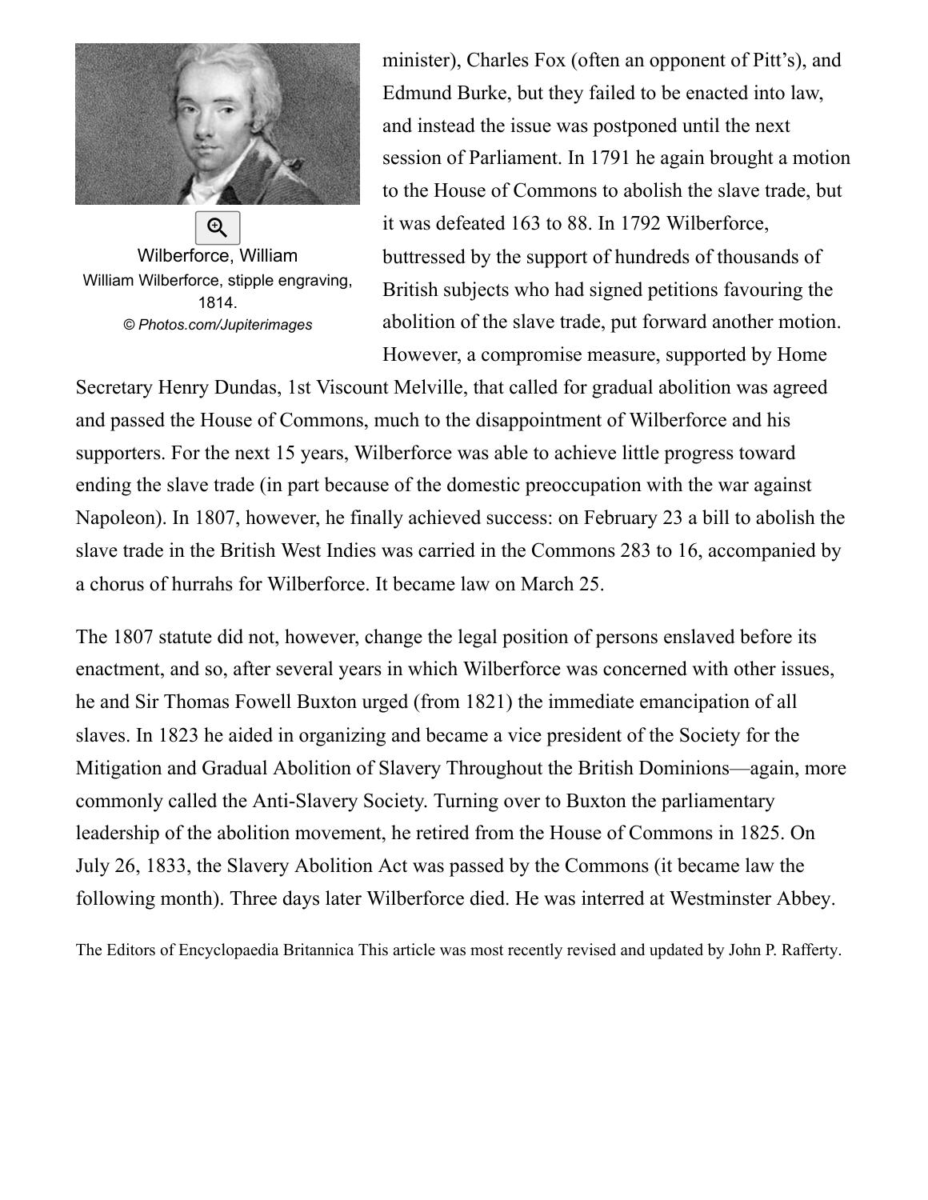Wilberforce, William
William Wilberforce, stipple engraving, 1814.
*© Photos.com/Jupiterimages*

minister), Charles Fox (often an opponent of Pitt's), and Edmund Burke, but they failed to be enacted into law, and instead the issue was postponed until the next session of Parliament. In 1791 he again brought a motion to the House of Commons to abolish the slave trade, but it was defeated 163 to 88. In 1792 Wilberforce, buttressed by the support of hundreds of thousands of British subjects who had signed petitions favouring the abolition of the slave trade, put forward another motion. However, a compromise measure, supported by Home Secretary Henry Dundas, 1st Viscount Melville, that called for gradual abolition was agreed and passed the House of Commons, much to the disappointment of Wilberforce and his supporters. For the next 15 years, Wilberforce was able to achieve little progress toward ending the slave trade (in part because of the domestic preoccupation with the war against Napoleon). In 1807, however, he finally achieved success: on February 23 a bill to abolish the slave trade in the British West Indies was carried in the Commons 283 to 16, accompanied by a chorus of hurrahs for Wilberforce. It became law on March 25.

The 1807 statute did not, however, change the legal position of persons enslaved before its enactment, and so, after several years in which Wilberforce was concerned with other issues, he and Sir Thomas Fowell Buxton urged (from 1821) the immediate emancipation of all slaves. In 1823 he aided in organizing and became a vice president of the Society for the Mitigation and Gradual Abolition of Slavery Throughout the British Dominions—again, more commonly called the Anti-Slavery Society. Turning over to Buxton the parliamentary leadership of the abolition movement, he retired from the House of Commons in 1825. On July 26, 1833, the Slavery Abolition Act was passed by the Commons (it became law the following month). Three days later Wilberforce died. He was interred at Westminster Abbey.

The Editors of Encyclopaedia Britannica This article was most recently revised and updated by John P. Rafferty.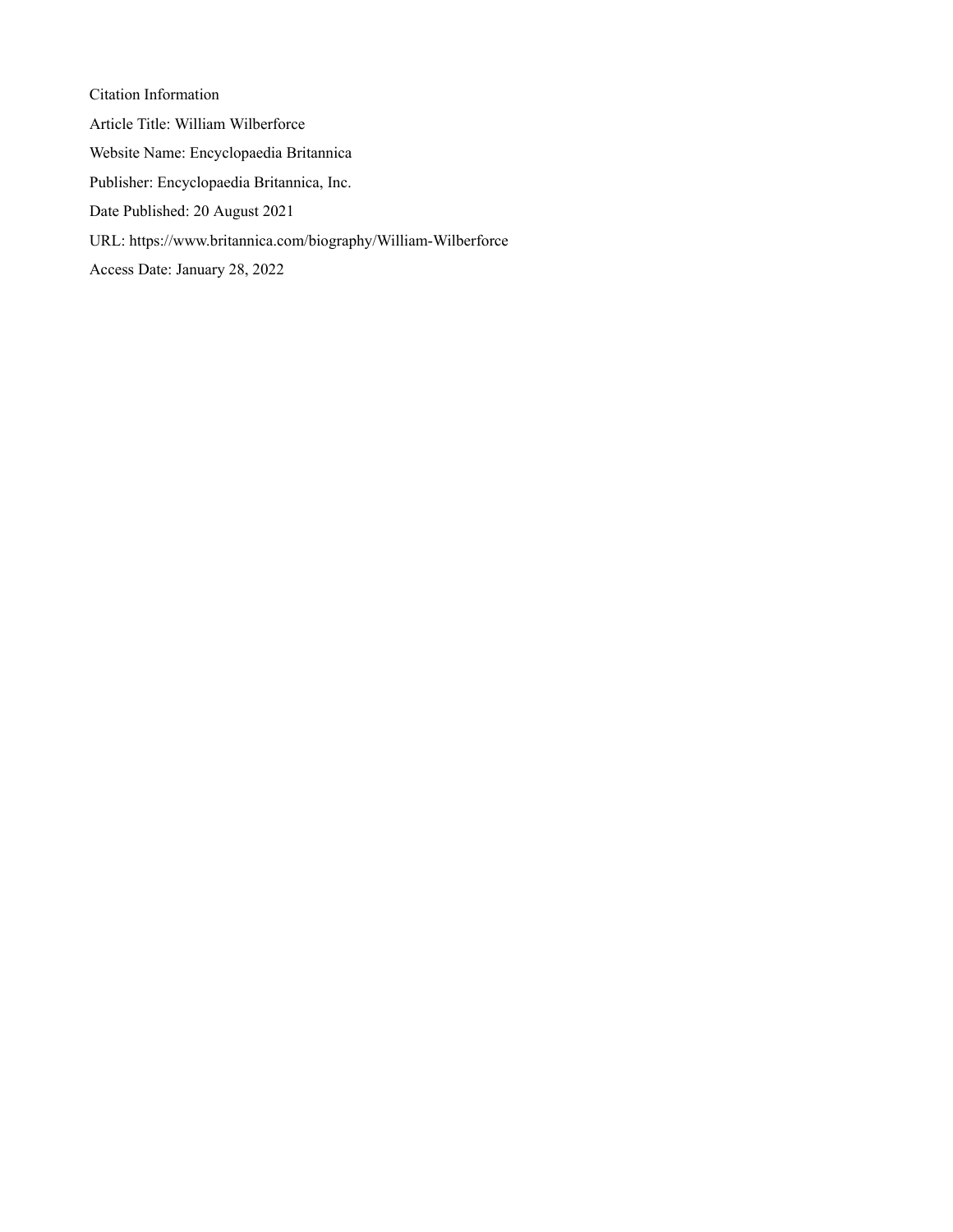Citation Information

Article Title: William Wilberforce

Website Name: Encyclopaedia Britannica

Publisher: Encyclopaedia Britannica, Inc.

Date Published: 20 August 2021

URL: https://www.britannica.com/biography/William-Wilberforce

Access Date: January 28, 2022